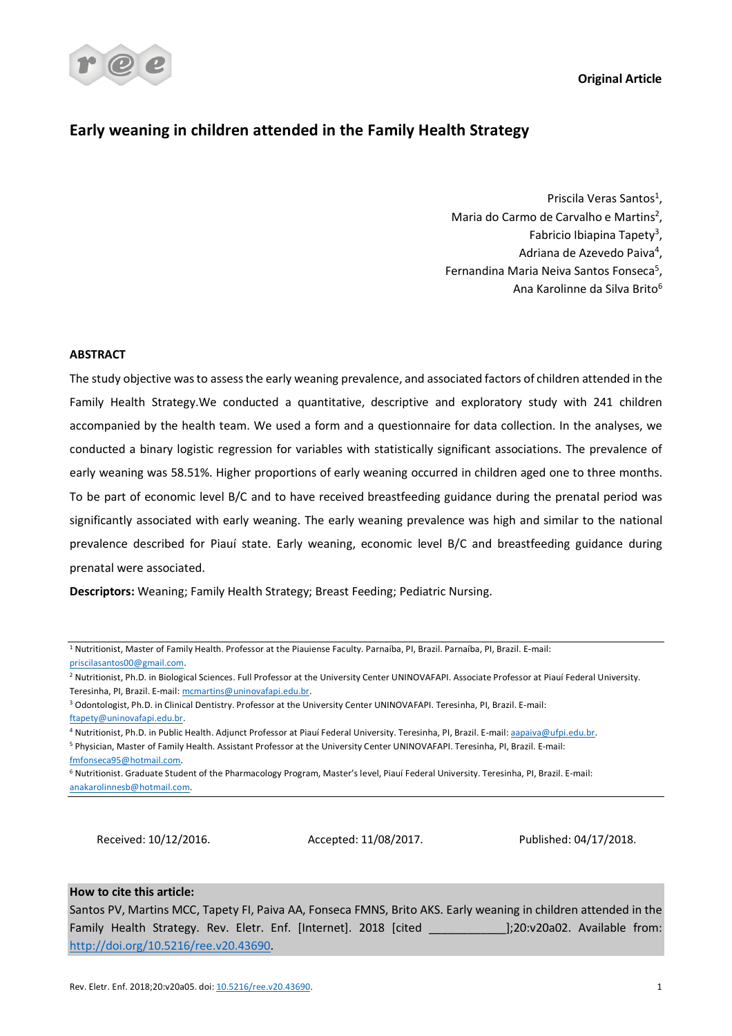Original Article

# Early weaning in children attended in the Family Health Strategy

Priscila Veras Santos[1],
Maria do Carmo de Carvalho e Martins[2],
Fabricio Ibiapina Tapety[3],
Adriana de Azevedo Paiva[4],
Fernandina Maria Neiva Santos Fonseca[5],
Ana Karolinne da Silva Brito[6]

## ABSTRACT

The study objective was to assess the early weaning prevalence, and associated factors of children attended in the Family Health Strategy.We conducted a quantitative, descriptive and exploratory study with 241 children accompanied by the health team. We used a form and a questionnaire for data collection. In the analyses, we conducted a binary logistic regression for variables with statistically significant associations. The prevalence of early weaning was 58.51%. Higher proportions of early weaning occurred in children aged one to three months. To be part of economic level B/C and to have received breastfeeding guidance during the prenatal period was significantly associated with early weaning. The early weaning prevalence was high and similar to the national prevalence described for Piauí state. Early weaning, economic level B/C and breastfeeding guidance during prenatal were associated.

**Descriptors:** Weaning; Family Health Strategy; Breast Feeding; Pediatric Nursing.

[1] Nutritionist, Master of Family Health. Professor at the Piauiense Faculty. Parnaíba, PI, Brazil. Parnaíba, PI, Brazil. E-mail: priscilasantos00@gmail.com.

[2] Nutritionist, Ph.D. in Biological Sciences. Full Professor at the University Center UNINOVAFAPI. Associate Professor at Piauí Federal University. Teresinha, PI, Brazil. E-mail: mcmartins@uninovafapi.edu.br.

[3] Odontologist, Ph.D. in Clinical Dentistry. Professor at the University Center UNINOVAFAPI. Teresinha, PI, Brazil. E-mail: ftapety@uninovafapi.edu.br.

[4] Nutritionist, Ph.D. in Public Health. Adjunct Professor at Piauí Federal University. Teresinha, PI, Brazil. E-mail: aapaiva@ufpi.edu.br.

[5] Physician, Master of Family Health. Assistant Professor at the University Center UNINOVAFAPI. Teresinha, PI, Brazil. E-mail: fmfonseca95@hotmail.com.

[6] Nutritionist. Graduate Student of the Pharmacology Program, Master's level, Piauí Federal University. Teresinha, PI, Brazil. E-mail: anakarolinnesb@hotmail.com.

Received: 10/12/2016. Accepted: 11/08/2017. Published: 04/17/2018.

**How to cite this article:**
Santos PV, Martins MCC, Tapety FI, Paiva AA, Fonseca FMNS, Brito AKS. Early weaning in children attended in the Family Health Strategy. Rev. Eletr. Enf. [Internet]. 2018 [cited ___________];20:v20a02. Available from: http://doi.org/10.5216/ree.v20.43690.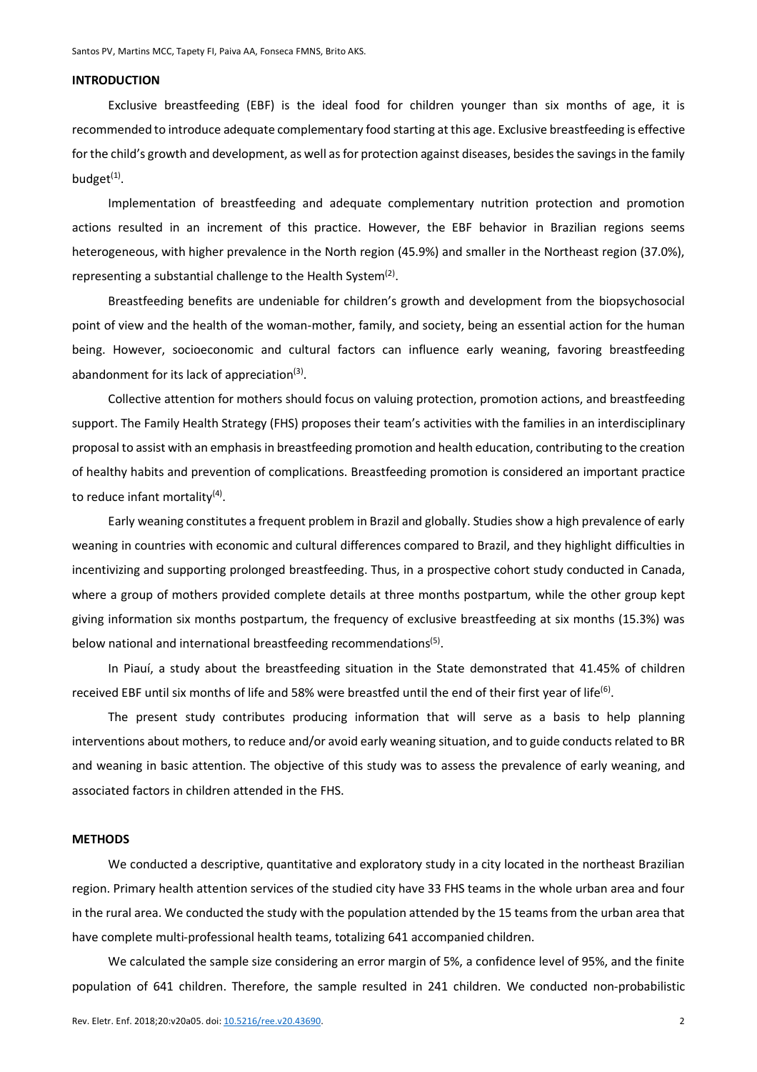## INTRODUCTION

Exclusive breastfeeding (EBF) is the ideal food for children younger than six months of age, it is recommended to introduce adequate complementary food starting at this age. Exclusive breastfeeding is effective for the child's growth and development, as well as for protection against diseases, besides the savings in the family budget[1].

Implementation of breastfeeding and adequate complementary nutrition protection and promotion actions resulted in an increment of this practice. However, the EBF behavior in Brazilian regions seems heterogeneous, with higher prevalence in the North region (45.9%) and smaller in the Northeast region (37.0%), representing a substantial challenge to the Health System[2].

Breastfeeding benefits are undeniable for children's growth and development from the biopsychosocial point of view and the health of the woman-mother, family, and society, being an essential action for the human being. However, socioeconomic and cultural factors can influence early weaning, favoring breastfeeding abandonment for its lack of appreciation[3].

Collective attention for mothers should focus on valuing protection, promotion actions, and breastfeeding support. The Family Health Strategy (FHS) proposes their team's activities with the families in an interdisciplinary proposal to assist with an emphasis in breastfeeding promotion and health education, contributing to the creation of healthy habits and prevention of complications. Breastfeeding promotion is considered an important practice to reduce infant mortality[4].

Early weaning constitutes a frequent problem in Brazil and globally. Studies show a high prevalence of early weaning in countries with economic and cultural differences compared to Brazil, and they highlight difficulties in incentivizing and supporting prolonged breastfeeding. Thus, in a prospective cohort study conducted in Canada, where a group of mothers provided complete details at three months postpartum, while the other group kept giving information six months postpartum, the frequency of exclusive breastfeeding at six months (15.3%) was below national and international breastfeeding recommendations[5].

In Piauí, a study about the breastfeeding situation in the State demonstrated that 41.45% of children received EBF until six months of life and 58% were breastfed until the end of their first year of life[6].

The present study contributes producing information that will serve as a basis to help planning interventions about mothers, to reduce and/or avoid early weaning situation, and to guide conducts related to BR and weaning in basic attention. The objective of this study was to assess the prevalence of early weaning, and associated factors in children attended in the FHS.

## METHODS

We conducted a descriptive, quantitative and exploratory study in a city located in the northeast Brazilian region. Primary health attention services of the studied city have 33 FHS teams in the whole urban area and four in the rural area. We conducted the study with the population attended by the 15 teams from the urban area that have complete multi-professional health teams, totalizing 641 accompanied children.

We calculated the sample size considering an error margin of 5%, a confidence level of 95%, and the finite population of 641 children. Therefore, the sample resulted in 241 children. We conducted non-probabilistic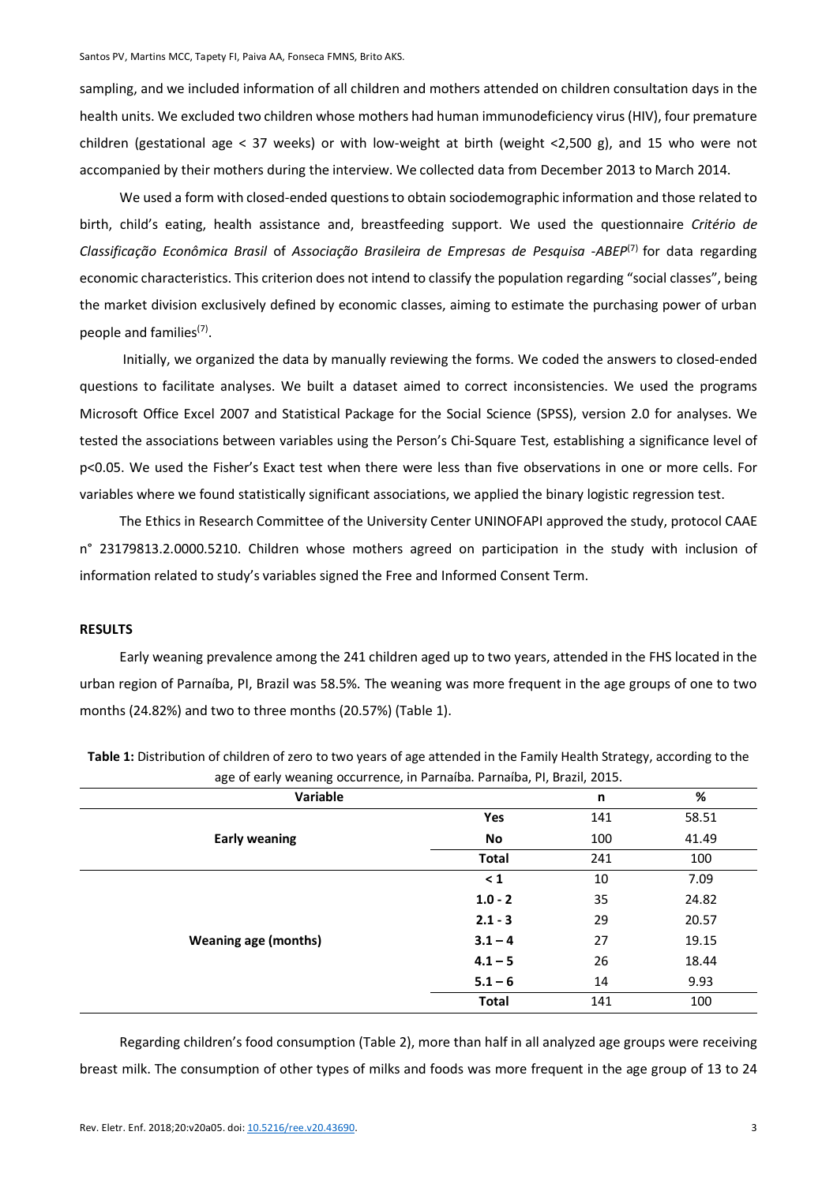sampling, and we included information of all children and mothers attended on children consultation days in the health units. We excluded two children whose mothers had human immunodeficiency virus (HIV), four premature children (gestational age < 37 weeks) or with low-weight at birth (weight <2,500 g), and 15 who were not accompanied by their mothers during the interview. We collected data from December 2013 to March 2014.

We used a form with closed-ended questions to obtain sociodemographic information and those related to birth, child's eating, health assistance and, breastfeeding support. We used the questionnaire *Critério de Classificação Econômica Brasil* of *Associação Brasileira de Empresas de Pesquisa -ABEP*[7] for data regarding economic characteristics. This criterion does not intend to classify the population regarding "social classes", being the market division exclusively defined by economic classes, aiming to estimate the purchasing power of urban people and families[7].

Initially, we organized the data by manually reviewing the forms. We coded the answers to closed-ended questions to facilitate analyses. We built a dataset aimed to correct inconsistencies. We used the programs Microsoft Office Excel 2007 and Statistical Package for the Social Science (SPSS), version 2.0 for analyses. We tested the associations between variables using the Person's Chi-Square Test, establishing a significance level of p<0.05. We used the Fisher's Exact test when there were less than five observations in one or more cells. For variables where we found statistically significant associations, we applied the binary logistic regression test.

The Ethics in Research Committee of the University Center UNINOFAPI approved the study, protocol CAAE n° 23179813.2.0000.5210. Children whose mothers agreed on participation in the study with inclusion of information related to study's variables signed the Free and Informed Consent Term.

## RESULTS

Early weaning prevalence among the 241 children aged up to two years, attended in the FHS located in the urban region of Parnaíba, PI, Brazil was 58.5%. The weaning was more frequent in the age groups of one to two months (24.82%) and two to three months (20.57%) (Table 1).

**Table 1:** Distribution of children of zero to two years of age attended in the Family Health Strategy, according to the age of early weaning occurrence, in Parnaíba. Parnaíba, PI, Brazil, 2015.

| Variable | | n | % |
|---|---|---|---|
| **Early weaning** | **Yes** | 141 | 58.51 |
| | **No** | 100 | 41.49 |
| | **Total** | 241 | 100 |
| **Weaning age (months)** | **< 1** | 10 | 7.09 |
| | **1.0 - 2** | 35 | 24.82 |
| | **2.1 - 3** | 29 | 20.57 |
| | **3.1 – 4** | 27 | 19.15 |
| | **4.1 – 5** | 26 | 18.44 |
| | **5.1 – 6** | 14 | 9.93 |
| | **Total** | 141 | 100 |

Regarding children's food consumption (Table 2), more than half in all analyzed age groups were receiving breast milk. The consumption of other types of milks and foods was more frequent in the age group of 13 to 24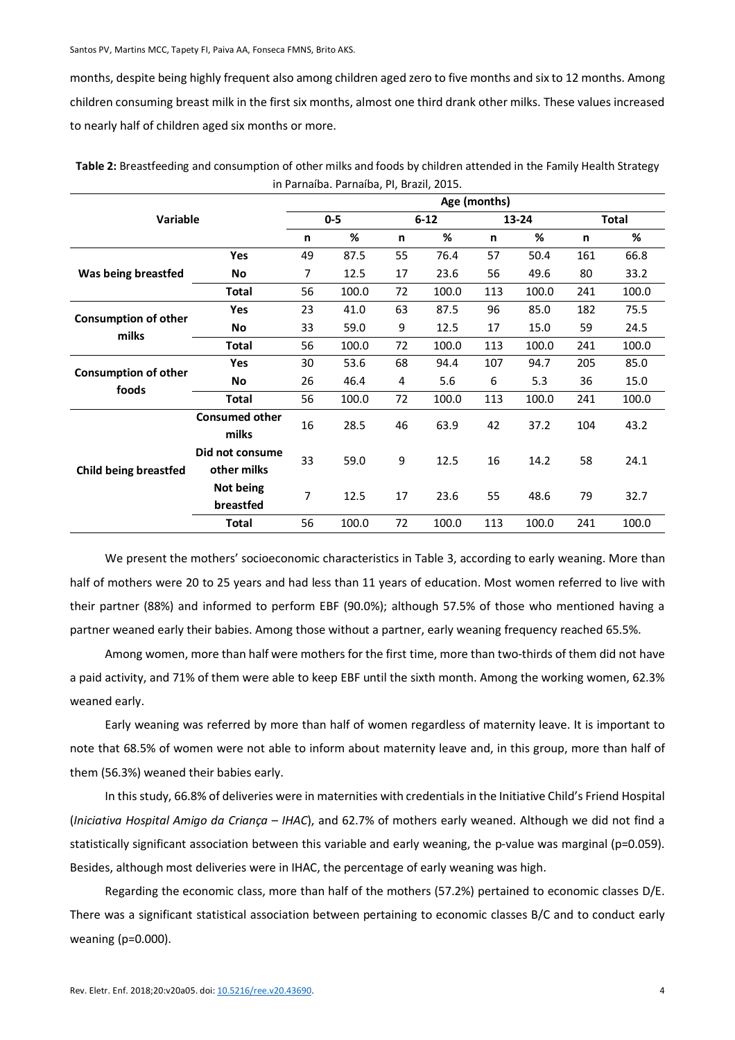months, despite being highly frequent also among children aged zero to five months and six to 12 months. Among children consuming breast milk in the first six months, almost one third drank other milks. These values increased to nearly half of children aged six months or more.

**Table 2:** Breastfeeding and consumption of other milks and foods by children attended in the Family Health Strategy in Parnaíba. Parnaíba, PI, Brazil, 2015.

| Variable | | Age (months) | | | | | | | |
|---|---|---|---|---|---|---|---|---|---|
| | | 0-5 | | 6-12 | | 13-24 | | Total | |
| | | n | % | n | % | n | % | n | % |
| **Was being breastfed** | **Yes** | 49 | 87.5 | 55 | 76.4 | 57 | 50.4 | 161 | 66.8 |
| | **No** | 7 | 12.5 | 17 | 23.6 | 56 | 49.6 | 80 | 33.2 |
| | **Total** | 56 | 100.0 | 72 | 100.0 | 113 | 100.0 | 241 | 100.0 |
| **Consumption of other milks** | **Yes** | 23 | 41.0 | 63 | 87.5 | 96 | 85.0 | 182 | 75.5 |
| | **No** | 33 | 59.0 | 9 | 12.5 | 17 | 15.0 | 59 | 24.5 |
| | **Total** | 56 | 100.0 | 72 | 100.0 | 113 | 100.0 | 241 | 100.0 |
| **Consumption of other foods** | **Yes** | 30 | 53.6 | 68 | 94.4 | 107 | 94.7 | 205 | 85.0 |
| | **No** | 26 | 46.4 | 4 | 5.6 | 6 | 5.3 | 36 | 15.0 |
| | **Total** | 56 | 100.0 | 72 | 100.0 | 113 | 100.0 | 241 | 100.0 |
| **Child being breastfed** | **Consumed other milks** | 16 | 28.5 | 46 | 63.9 | 42 | 37.2 | 104 | 43.2 |
| | **Did not consume other milks** | 33 | 59.0 | 9 | 12.5 | 16 | 14.2 | 58 | 24.1 |
| | **Not being breastfed** | 7 | 12.5 | 17 | 23.6 | 55 | 48.6 | 79 | 32.7 |
| | **Total** | 56 | 100.0 | 72 | 100.0 | 113 | 100.0 | 241 | 100.0 |

We present the mothers' socioeconomic characteristics in Table 3, according to early weaning. More than half of mothers were 20 to 25 years and had less than 11 years of education. Most women referred to live with their partner (88%) and informed to perform EBF (90.0%); although 57.5% of those who mentioned having a partner weaned early their babies. Among those without a partner, early weaning frequency reached 65.5%.

Among women, more than half were mothers for the first time, more than two-thirds of them did not have a paid activity, and 71% of them were able to keep EBF until the sixth month. Among the working women, 62.3% weaned early.

Early weaning was referred by more than half of women regardless of maternity leave. It is important to note that 68.5% of women were not able to inform about maternity leave and, in this group, more than half of them (56.3%) weaned their babies early.

In this study, 66.8% of deliveries were in maternities with credentials in the Initiative Child's Friend Hospital (*Iniciativa Hospital Amigo da Criança – IHAC*), and 62.7% of mothers early weaned. Although we did not find a statistically significant association between this variable and early weaning, the p-value was marginal ($p=0.059$). Besides, although most deliveries were in IHAC, the percentage of early weaning was high.

Regarding the economic class, more than half of the mothers (57.2%) pertained to economic classes D/E. There was a significant statistical association between pertaining to economic classes B/C and to conduct early weaning ($p=0.000$).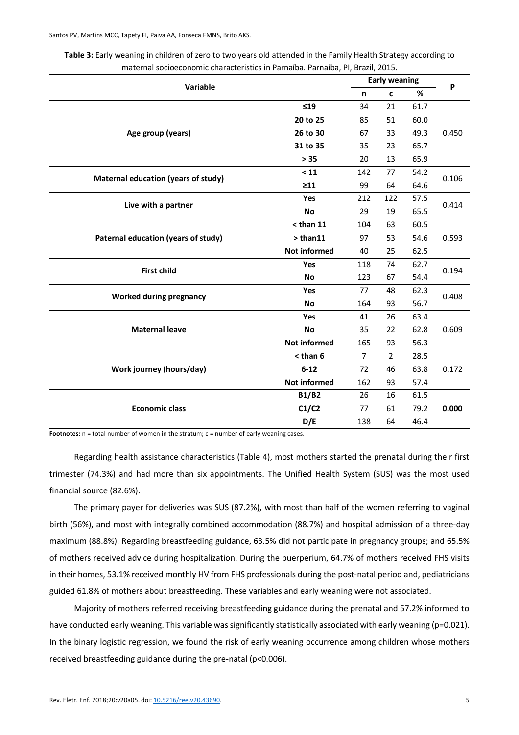**Table 3:** Early weaning in children of zero to two years old attended in the Family Health Strategy according to maternal socioeconomic characteristics in Parnaíba. Parnaíba, PI, Brazil, 2015.

| Variable | | Early weaning | | | P |
|---|---|---|---|---|---|
| | | n | c | % | |
| Age group (years) | ≤19 | 34 | 21 | 61.7 | 0.450 |
| | 20 to 25 | 85 | 51 | 60.0 | |
| | 26 to 30 | 67 | 33 | 49.3 | |
| | 31 to 35 | 35 | 23 | 65.7 | |
| | > 35 | 20 | 13 | 65.9 | |
| Maternal education (years of study) | < 11 | 142 | 77 | 54.2 | 0.106 |
| | ≥11 | 99 | 64 | 64.6 | |
| Live with a partner | Yes | 212 | 122 | 57.5 | 0.414 |
| | No | 29 | 19 | 65.5 | |
| Paternal education (years of study) | < than 11 | 104 | 63 | 60.5 | 0.593 |
| | > than11 | 97 | 53 | 54.6 | |
| | Not informed | 40 | 25 | 62.5 | |
| First child | Yes | 118 | 74 | 62.7 | 0.194 |
| | No | 123 | 67 | 54.4 | |
| Worked during pregnancy | Yes | 77 | 48 | 62.3 | 0.408 |
| | No | 164 | 93 | 56.7 | |
| Maternal leave | Yes | 41 | 26 | 63.4 | 0.609 |
| | No | 35 | 22 | 62.8 | |
| | Not informed | 165 | 93 | 56.3 | |
| Work journey (hours/day) | < than 6 | 7 | 2 | 28.5 | 0.172 |
| | 6-12 | 72 | 46 | 63.8 | |
| | Not informed | 162 | 93 | 57.4 | |
| Economic class | B1/B2 | 26 | 16 | 61.5 | **0.000** |
| | C1/C2 | 77 | 61 | 79.2 | |
| | D/E | 138 | 64 | 46.4 | |

**Footnotes:** n = total number of women in the stratum; c = number of early weaning cases.

Regarding health assistance characteristics (Table 4), most mothers started the prenatal during their first trimester (74.3%) and had more than six appointments. The Unified Health System (SUS) was the most used financial source (82.6%).

The primary payer for deliveries was SUS (87.2%), with most than half of the women referring to vaginal birth (56%), and most with integrally combined accommodation (88.7%) and hospital admission of a three-day maximum (88.8%). Regarding breastfeeding guidance, 63.5% did not participate in pregnancy groups; and 65.5% of mothers received advice during hospitalization. During the puerperium, 64.7% of mothers received FHS visits in their homes, 53.1% received monthly HV from FHS professionals during the post-natal period and, pediatricians guided 61.8% of mothers about breastfeeding. These variables and early weaning were not associated.

Majority of mothers referred receiving breastfeeding guidance during the prenatal and 57.2% informed to have conducted early weaning. This variable was significantly statistically associated with early weaning ($p=0.021$). In the binary logistic regression, we found the risk of early weaning occurrence among children whose mothers received breastfeeding guidance during the pre-natal ($p<0.006$).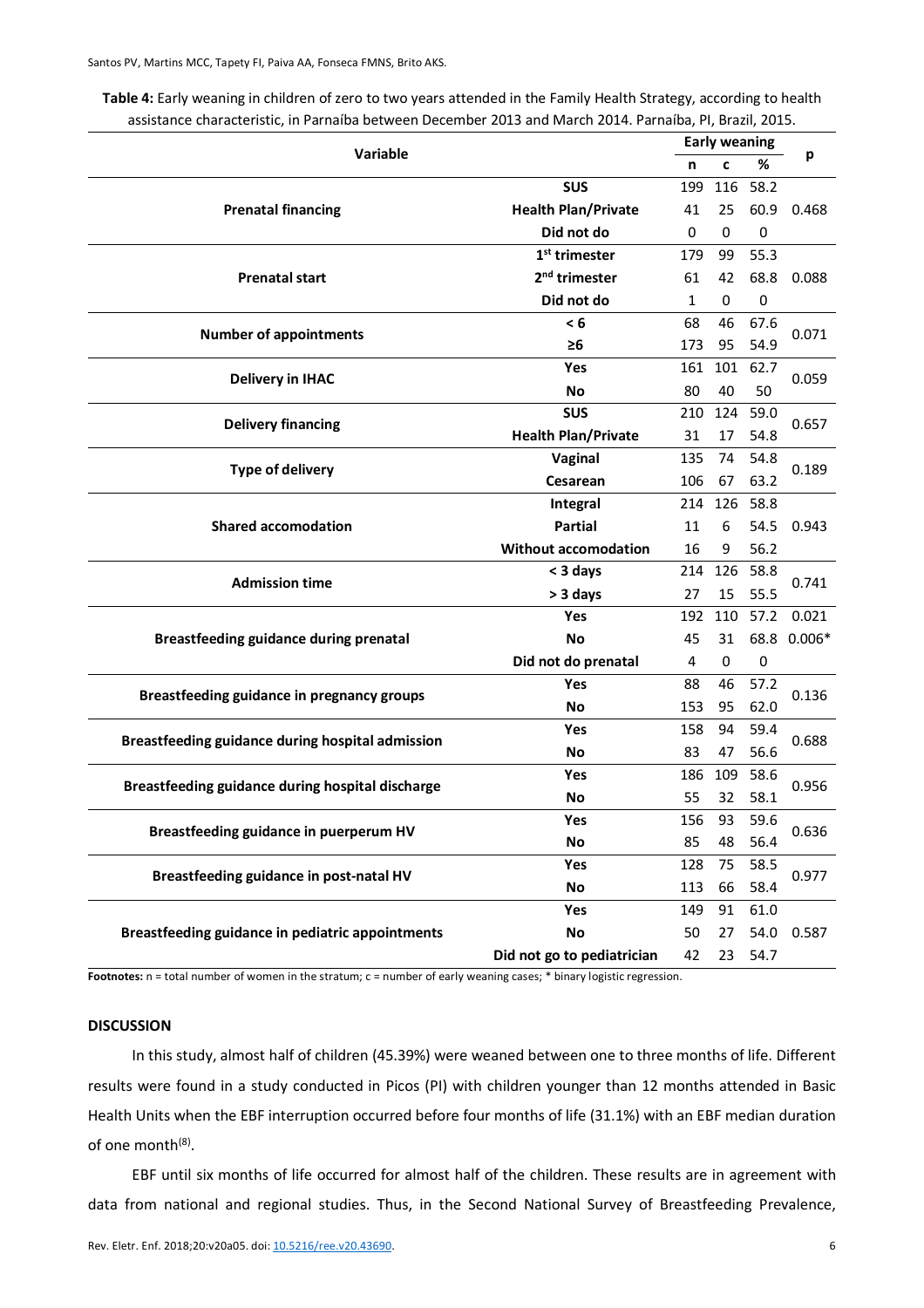**Table 4:** Early weaning in children of zero to two years attended in the Family Health Strategy, according to health assistance characteristic, in Parnaíba between December 2013 and March 2014. Parnaíba, PI, Brazil, 2015.

| Variable | | Early weaning | | | p |
|---|---|---|---|---|---|
| | | n | c | % | |
| Prenatal financing | SUS | 199 | 116 | 58.2 | 0.468 |
| | Health Plan/Private | 41 | 25 | 60.9 | |
| | Did not do | 0 | 0 | 0 | |
| Prenatal start | 1st trimester | 179 | 99 | 55.3 | 0.088 |
| | 2nd trimester | 61 | 42 | 68.8 | |
| | Did not do | 1 | 0 | 0 | |
| Number of appointments | < 6 | 68 | 46 | 67.6 | 0.071 |
| | ≥6 | 173 | 95 | 54.9 | |
| Delivery in IHAC | Yes | 161 | 101 | 62.7 | 0.059 |
| | No | 80 | 40 | 50 | |
| Delivery financing | SUS | 210 | 124 | 59.0 | 0.657 |
| | Health Plan/Private | 31 | 17 | 54.8 | |
| Type of delivery | Vaginal | 135 | 74 | 54.8 | 0.189 |
| | Cesarean | 106 | 67 | 63.2 | |
| Shared accomodation | Integral | 214 | 126 | 58.8 | 0.943 |
| | Partial | 11 | 6 | 54.5 | |
| | Without accomodation | 16 | 9 | 56.2 | |
| Admission time | < 3 days | 214 | 126 | 58.8 | 0.741 |
| | > 3 days | 27 | 15 | 55.5 | |
| Breastfeeding guidance during prenatal | Yes | 192 | 110 | 57.2 | 0.021 |
| | No | 45 | 31 | 68.8 | 0.006* |
| | Did not do prenatal | 4 | 0 | 0 | |
| Breastfeeding guidance in pregnancy groups | Yes | 88 | 46 | 57.2 | 0.136 |
| | No | 153 | 95 | 62.0 | |
| Breastfeeding guidance during hospital admission | Yes | 158 | 94 | 59.4 | 0.688 |
| | No | 83 | 47 | 56.6 | |
| Breastfeeding guidance during hospital discharge | Yes | 186 | 109 | 58.6 | 0.956 |
| | No | 55 | 32 | 58.1 | |
| Breastfeeding guidance in puerperum HV | Yes | 156 | 93 | 59.6 | 0.636 |
| | No | 85 | 48 | 56.4 | |
| Breastfeeding guidance in post-natal HV | Yes | 128 | 75 | 58.5 | 0.977 |
| | No | 113 | 66 | 58.4 | |
| Breastfeeding guidance in pediatric appointments | Yes | 149 | 91 | 61.0 | 0.587 |
| | No | 50 | 27 | 54.0 | |
| | Did not go to pediatrician | 42 | 23 | 54.7 | |

**Footnotes:** n = total number of women in the stratum; c = number of early weaning cases; * binary logistic regression.

## DISCUSSION

In this study, almost half of children (45.39%) were weaned between one to three months of life. Different results were found in a study conducted in Picos (PI) with children younger than 12 months attended in Basic Health Units when the EBF interruption occurred before four months of life (31.1%) with an EBF median duration of one month[8].

EBF until six months of life occurred for almost half of the children. These results are in agreement with data from national and regional studies. Thus, in the Second National Survey of Breastfeeding Prevalence,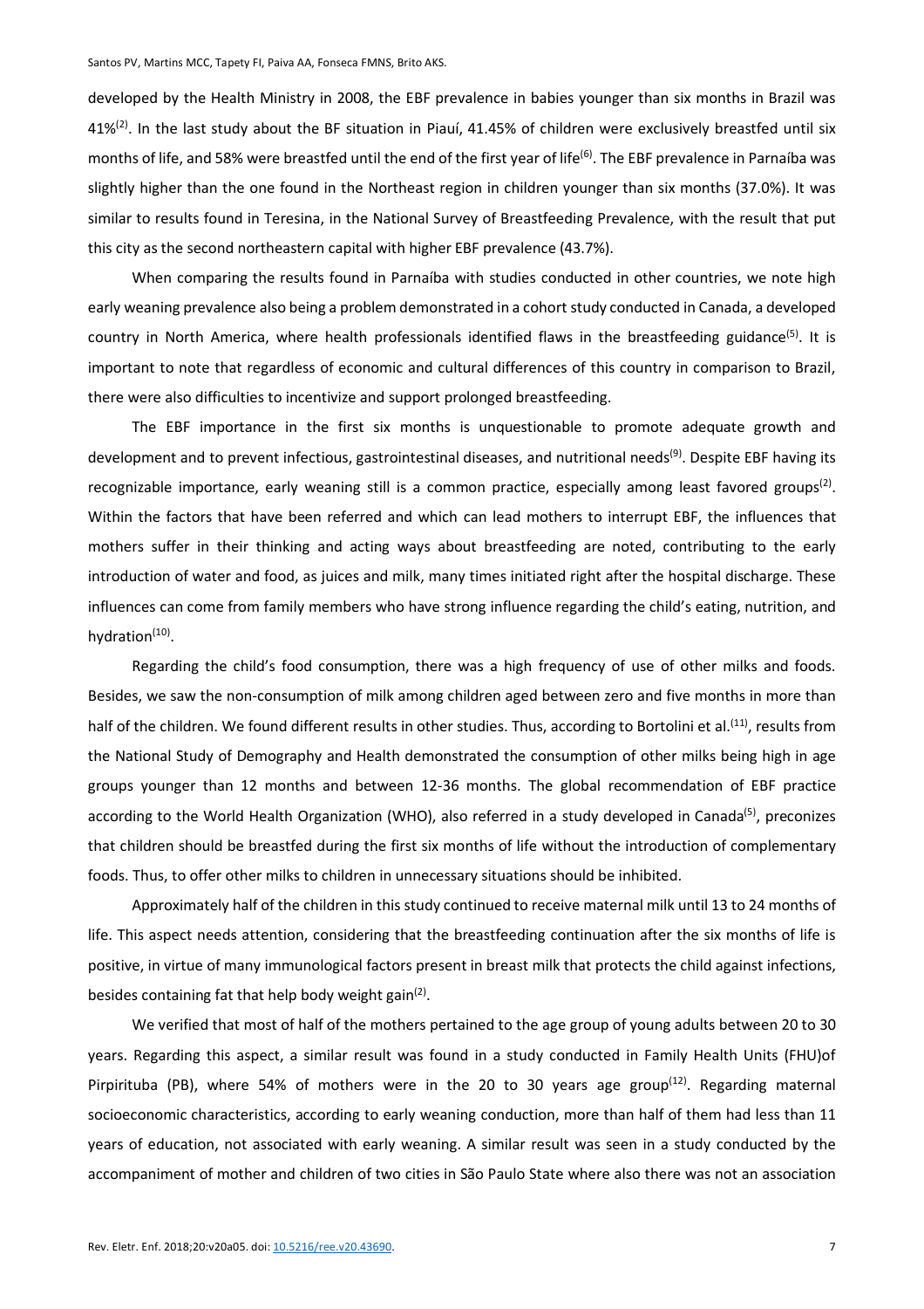developed by the Health Ministry in 2008, the EBF prevalence in babies younger than six months in Brazil was 41%[2]. In the last study about the BF situation in Piauí, 41.45% of children were exclusively breastfed until six months of life, and 58% were breastfed until the end of the first year of life[6]. The EBF prevalence in Parnaíba was slightly higher than the one found in the Northeast region in children younger than six months (37.0%). It was similar to results found in Teresina, in the National Survey of Breastfeeding Prevalence, with the result that put this city as the second northeastern capital with higher EBF prevalence (43.7%).

When comparing the results found in Parnaíba with studies conducted in other countries, we note high early weaning prevalence also being a problem demonstrated in a cohort study conducted in Canada, a developed country in North America, where health professionals identified flaws in the breastfeeding guidance[5]. It is important to note that regardless of economic and cultural differences of this country in comparison to Brazil, there were also difficulties to incentivize and support prolonged breastfeeding.

The EBF importance in the first six months is unquestionable to promote adequate growth and development and to prevent infectious, gastrointestinal diseases, and nutritional needs[9]. Despite EBF having its recognizable importance, early weaning still is a common practice, especially among least favored groups[2]. Within the factors that have been referred and which can lead mothers to interrupt EBF, the influences that mothers suffer in their thinking and acting ways about breastfeeding are noted, contributing to the early introduction of water and food, as juices and milk, many times initiated right after the hospital discharge. These influences can come from family members who have strong influence regarding the child's eating, nutrition, and hydration[10].

Regarding the child's food consumption, there was a high frequency of use of other milks and foods. Besides, we saw the non-consumption of milk among children aged between zero and five months in more than half of the children. We found different results in other studies. Thus, according to Bortolini et al.[11], results from the National Study of Demography and Health demonstrated the consumption of other milks being high in age groups younger than 12 months and between 12-36 months. The global recommendation of EBF practice according to the World Health Organization (WHO), also referred in a study developed in Canada[5], preconizes that children should be breastfed during the first six months of life without the introduction of complementary foods. Thus, to offer other milks to children in unnecessary situations should be inhibited.

Approximately half of the children in this study continued to receive maternal milk until 13 to 24 months of life. This aspect needs attention, considering that the breastfeeding continuation after the six months of life is positive, in virtue of many immunological factors present in breast milk that protects the child against infections, besides containing fat that help body weight gain[2].

We verified that most of half of the mothers pertained to the age group of young adults between 20 to 30 years. Regarding this aspect, a similar result was found in a study conducted in Family Health Units (FHU)of Pirpirituba (PB), where 54% of mothers were in the 20 to 30 years age group[12]. Regarding maternal socioeconomic characteristics, according to early weaning conduction, more than half of them had less than 11 years of education, not associated with early weaning. A similar result was seen in a study conducted by the accompaniment of mother and children of two cities in São Paulo State where also there was not an association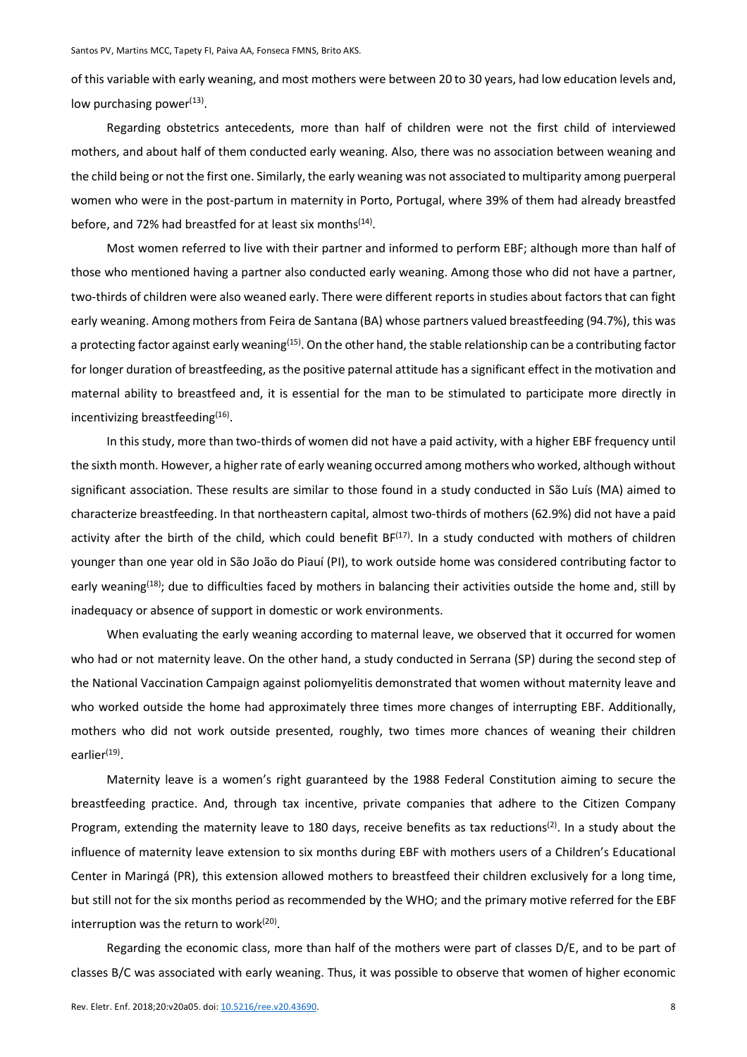of this variable with early weaning, and most mothers were between 20 to 30 years, had low education levels and, low purchasing power[13].

Regarding obstetrics antecedents, more than half of children were not the first child of interviewed mothers, and about half of them conducted early weaning. Also, there was no association between weaning and the child being or not the first one. Similarly, the early weaning was not associated to multiparity among puerperal women who were in the post-partum in maternity in Porto, Portugal, where 39% of them had already breastfed before, and 72% had breastfed for at least six months[14].

Most women referred to live with their partner and informed to perform EBF; although more than half of those who mentioned having a partner also conducted early weaning. Among those who did not have a partner, two-thirds of children were also weaned early. There were different reports in studies about factors that can fight early weaning. Among mothers from Feira de Santana (BA) whose partners valued breastfeeding (94.7%), this was a protecting factor against early weaning[15]. On the other hand, the stable relationship can be a contributing factor for longer duration of breastfeeding, as the positive paternal attitude has a significant effect in the motivation and maternal ability to breastfeed and, it is essential for the man to be stimulated to participate more directly in incentivizing breastfeeding[16].

In this study, more than two-thirds of women did not have a paid activity, with a higher EBF frequency until the sixth month. However, a higher rate of early weaning occurred among mothers who worked, although without significant association. These results are similar to those found in a study conducted in São Luís (MA) aimed to characterize breastfeeding. In that northeastern capital, almost two-thirds of mothers (62.9%) did not have a paid activity after the birth of the child, which could benefit BF[17]. In a study conducted with mothers of children younger than one year old in São João do Piauí (PI), to work outside home was considered contributing factor to early weaning[18]; due to difficulties faced by mothers in balancing their activities outside the home and, still by inadequacy or absence of support in domestic or work environments.

When evaluating the early weaning according to maternal leave, we observed that it occurred for women who had or not maternity leave. On the other hand, a study conducted in Serrana (SP) during the second step of the National Vaccination Campaign against poliomyelitis demonstrated that women without maternity leave and who worked outside the home had approximately three times more changes of interrupting EBF. Additionally, mothers who did not work outside presented, roughly, two times more chances of weaning their children earlier[19].

Maternity leave is a women's right guaranteed by the 1988 Federal Constitution aiming to secure the breastfeeding practice. And, through tax incentive, private companies that adhere to the Citizen Company Program, extending the maternity leave to 180 days, receive benefits as tax reductions[2]. In a study about the influence of maternity leave extension to six months during EBF with mothers users of a Children's Educational Center in Maringá (PR), this extension allowed mothers to breastfeed their children exclusively for a long time, but still not for the six months period as recommended by the WHO; and the primary motive referred for the EBF interruption was the return to work[20].

Regarding the economic class, more than half of the mothers were part of classes D/E, and to be part of classes B/C was associated with early weaning. Thus, it was possible to observe that women of higher economic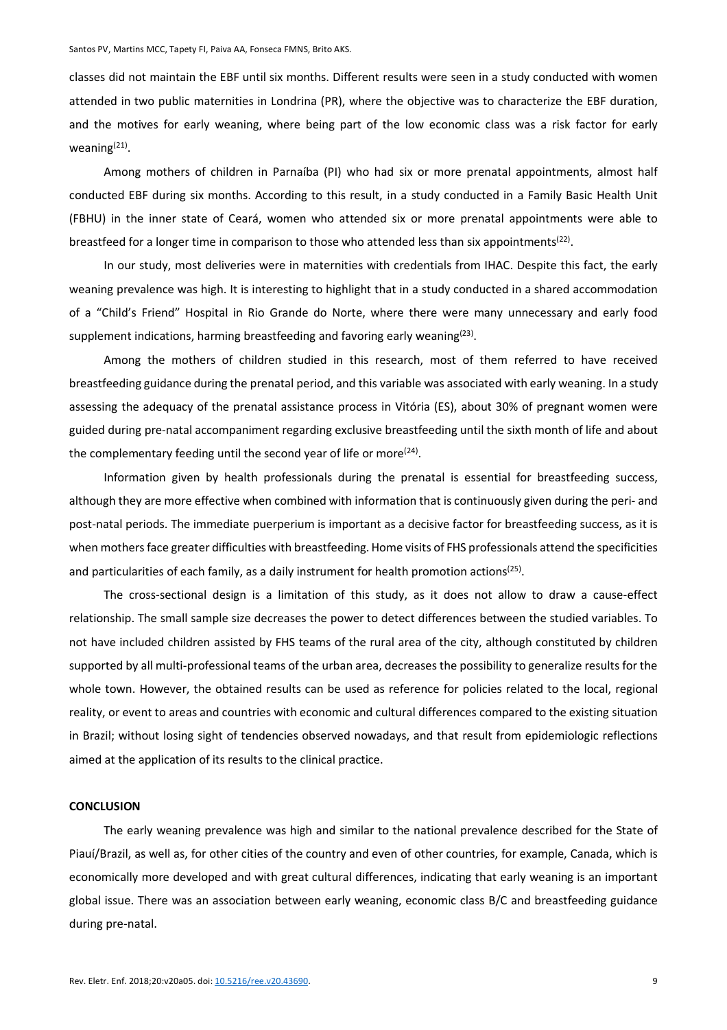classes did not maintain the EBF until six months. Different results were seen in a study conducted with women attended in two public maternities in Londrina (PR), where the objective was to characterize the EBF duration, and the motives for early weaning, where being part of the low economic class was a risk factor for early weaning[21].

Among mothers of children in Parnaíba (PI) who had six or more prenatal appointments, almost half conducted EBF during six months. According to this result, in a study conducted in a Family Basic Health Unit (FBHU) in the inner state of Ceará, women who attended six or more prenatal appointments were able to breastfeed for a longer time in comparison to those who attended less than six appointments[22].

In our study, most deliveries were in maternities with credentials from IHAC. Despite this fact, the early weaning prevalence was high. It is interesting to highlight that in a study conducted in a shared accommodation of a "Child's Friend" Hospital in Rio Grande do Norte, where there were many unnecessary and early food supplement indications, harming breastfeeding and favoring early weaning[23].

Among the mothers of children studied in this research, most of them referred to have received breastfeeding guidance during the prenatal period, and this variable was associated with early weaning. In a study assessing the adequacy of the prenatal assistance process in Vitória (ES), about 30% of pregnant women were guided during pre-natal accompaniment regarding exclusive breastfeeding until the sixth month of life and about the complementary feeding until the second year of life or more[24].

Information given by health professionals during the prenatal is essential for breastfeeding success, although they are more effective when combined with information that is continuously given during the peri- and post-natal periods. The immediate puerperium is important as a decisive factor for breastfeeding success, as it is when mothers face greater difficulties with breastfeeding. Home visits of FHS professionals attend the specificities and particularities of each family, as a daily instrument for health promotion actions[25].

The cross-sectional design is a limitation of this study, as it does not allow to draw a cause-effect relationship. The small sample size decreases the power to detect differences between the studied variables. To not have included children assisted by FHS teams of the rural area of the city, although constituted by children supported by all multi-professional teams of the urban area, decreases the possibility to generalize results for the whole town. However, the obtained results can be used as reference for policies related to the local, regional reality, or event to areas and countries with economic and cultural differences compared to the existing situation in Brazil; without losing sight of tendencies observed nowadays, and that result from epidemiologic reflections aimed at the application of its results to the clinical practice.

## CONCLUSION

The early weaning prevalence was high and similar to the national prevalence described for the State of Piauí/Brazil, as well as, for other cities of the country and even of other countries, for example, Canada, which is economically more developed and with great cultural differences, indicating that early weaning is an important global issue. There was an association between early weaning, economic class B/C and breastfeeding guidance during pre-natal.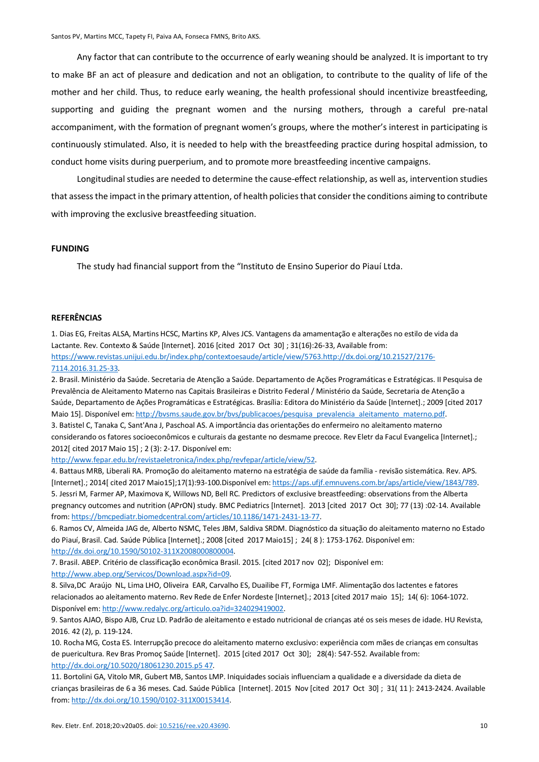Any factor that can contribute to the occurrence of early weaning should be analyzed. It is important to try to make BF an act of pleasure and dedication and not an obligation, to contribute to the quality of life of the mother and her child. Thus, to reduce early weaning, the health professional should incentivize breastfeeding, supporting and guiding the pregnant women and the nursing mothers, through a careful pre-natal accompaniment, with the formation of pregnant women's groups, where the mother's interest in participating is continuously stimulated. Also, it is needed to help with the breastfeeding practice during hospital admission, to conduct home visits during puerperium, and to promote more breastfeeding incentive campaigns.

Longitudinal studies are needed to determine the cause-effect relationship, as well as, intervention studies that assess the impact in the primary attention, of health policies that consider the conditions aiming to contribute with improving the exclusive breastfeeding situation.

## FUNDING

The study had financial support from the "Instituto de Ensino Superior do Piauí Ltda.

## REFERÊNCIAS

1. Dias EG, Freitas ALSA, Martins HCSC, Martins KP, Alves JCS. Vantagens da amamentação e alterações no estilo de vida da Lactante. Rev. Contexto & Saúde [Internet]. 2016 [cited 2017 Oct 30] ; 31(16):26-33, Available from: https://www.revistas.unijui.edu.br/index.php/contextoesaude/article/view/5763.http://dx.doi.org/10.21527/2176-7114.2016.31.25-33.
2. Brasil. Ministério da Saúde. Secretaria de Atenção a Saúde. Departamento de Ações Programáticas e Estratégicas. II Pesquisa de Prevalência de Aleitamento Materno nas Capitais Brasileiras e Distrito Federal / Ministério da Saúde, Secretaria de Atenção a Saúde, Departamento de Ações Programáticas e Estratégicas. Brasília: Editora do Ministério da Saúde [Internet].; 2009 [cited 2017 Maio 15]. Disponível em: http://bvsms.saude.gov.br/bvs/publicacoes/pesquisa_prevalencia_aleitamento_materno.pdf.
3. Batistel C, Tanaka C, Sant'Ana J, Paschoal AS. A importância das orientações do enfermeiro no aleitamento materno considerando os fatores socioeconômicos e culturais da gestante no desmame precoce. Rev Eletr da Facul Evangelica [Internet].; 2012[ cited 2017 Maio 15] ; 2 (3): 2-17. Disponível em: http://www.fepar.edu.br/revistaeletronica/index.php/revfepar/article/view/52.
4. Battaus MRB, Liberali RA. Promoção do aleitamento materno na estratégia de saúde da família - revisão sistemática. Rev. APS. [Internet].; 2014[ cited 2017 Maio15];17(1):93-100.Disponível em: https://aps.ufjf.emnuvens.com.br/aps/article/view/1843/789.
5. Jessri M, Farmer AP, Maximova K, Willows ND, Bell RC. Predictors of exclusive breastfeeding: observations from the Alberta pregnancy outcomes and nutrition (APrON) study. BMC Pediatrics [Internet]. 2013 [cited 2017 Oct 30]; 77 (13) :02-14. Available from: https://bmcpediatr.biomedcentral.com/articles/10.1186/1471-2431-13-77.
6. Ramos CV, Almeida JAG de, Alberto NSMC, Teles JBM, Saldiva SRDM. Diagnóstico da situação do aleitamento materno no Estado do Piauí, Brasil. Cad. Saúde Pública [Internet].; 2008 [cited 2017 Maio15] ; 24( 8 ): 1753-1762. Disponível em: http://dx.doi.org/10.1590/S0102-311X2008000800004.
7. Brasil. ABEP. Critério de classificação econômica Brasil. 2015. [cited 2017 nov 02]; Disponível em: http://www.abep.org/Servicos/Download.aspx?id=09.
8. Silva,DC Araújo NL, Lima LHO, Oliveira EAR, Carvalho ES, Duailibe FT, Formiga LMF. Alimentação dos lactentes e fatores relacionados ao aleitamento materno. Rev Rede de Enfer Nordeste [Internet].; 2013 [cited 2017 maio 15]; 14( 6): 1064-1072. Disponível em: http://www.redalyc.org/articulo.oa?id=324029419002.
9. Santos AJAO, Bispo AJB, Cruz LD. Padrão de aleitamento e estado nutricional de crianças até os seis meses de idade. HU Revista, 2016. 42 (2), p. 119-124.
10. Rocha MG, Costa ES. Interrupção precoce do aleitamento materno exclusivo: experiência com mães de crianças em consultas de puericultura. Rev Bras Promoç Saúde [Internet]. 2015 [cited 2017 Oct 30]; 28(4): 547-552. Available from: http://dx.doi.org/10.5020/18061230.2015.p5 47.
11. Bortolini GA, Vitolo MR, Gubert MB, Santos LMP. Iniquidades sociais influenciam a qualidade e a diversidade da dieta de crianças brasileiras de 6 a 36 meses. Cad. Saúde Pública [Internet]. 2015 Nov [cited 2017 Oct 30] ; 31( 11 ): 2413-2424. Available from: http://dx.doi.org/10.1590/0102-311X00153414.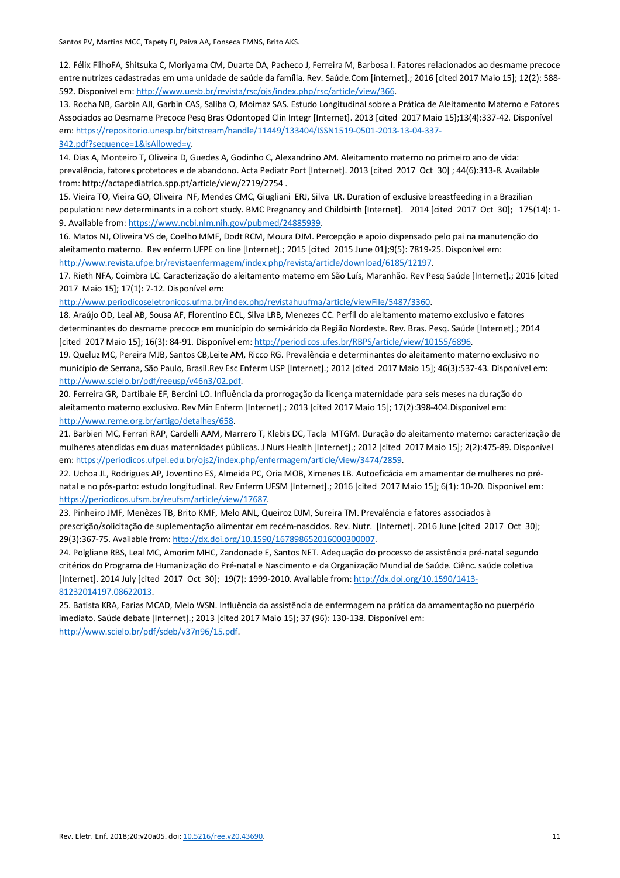12. Félix FilhoFA, Shitsuka C, Moriyama CM, Duarte DA, Pacheco J, Ferreira M, Barbosa I. Fatores relacionados ao desmame precoce entre nutrizes cadastradas em uma unidade de saúde da família. Rev. Saúde.Com [internet].; 2016 [cited 2017 Maio 15]; 12(2): 588-592. Disponível em: http://www.uesb.br/revista/rsc/ojs/index.php/rsc/article/view/366.

13. Rocha NB, Garbin AJI, Garbin CAS, Saliba O, Moimaz SAS. Estudo Longitudinal sobre a Prática de Aleitamento Materno e Fatores Associados ao Desmame Precoce Pesq Bras Odontoped Clin Integr [Internet]. 2013 [cited 2017 Maio 15];13(4):337-42. Disponível em: https://repositorio.unesp.br/bitstream/handle/11449/133404/ISSN1519-0501-2013-13-04-337-342.pdf?sequence=1&isAllowed=y.

14. Dias A, Monteiro T, Oliveira D, Guedes A, Godinho C, Alexandrino AM. Aleitamento materno no primeiro ano de vida: prevalência, fatores protetores e de abandono. Acta Pediatr Port [Internet]. 2013 [cited 2017 Oct 30] ; 44(6):313-8. Available from: http://actapediatrica.spp.pt/article/view/2719/2754 .

15. Vieira TO, Vieira GO, Oliveira NF, Mendes CMC, Giugliani ERJ, Silva LR. Duration of exclusive breastfeeding in a Brazilian population: new determinants in a cohort study. BMC Pregnancy and Childbirth [Internet]. 2014 [cited 2017 Oct 30]; 175(14): 1-9. Available from: https://www.ncbi.nlm.nih.gov/pubmed/24885939.

16. Matos NJ, Oliveira VS de, Coelho MMF, Dodt RCM, Moura DJM. Percepção e apoio dispensado pelo pai na manutenção do aleitamento materno. Rev enferm UFPE on line [Internet].; 2015 [cited 2015 June 01];9(5): 7819-25. Disponível em: http://www.revista.ufpe.br/revistaenfermagem/index.php/revista/article/download/6185/12197.

17. Rieth NFA, Coimbra LC. Caracterização do aleitamento materno em São Luís, Maranhão. Rev Pesq Saúde [Internet].; 2016 [cited 2017 Maio 15]; 17(1): 7-12. Disponível em: http://www.periodicoseletronicos.ufma.br/index.php/revistahuufma/article/viewFile/5487/3360.

18. Araújo OD, Leal AB, Sousa AF, Florentino ECL, Silva LRB, Menezes CC. Perfil do aleitamento materno exclusivo e fatores determinantes do desmame precoce em município do semi-árido da Região Nordeste. Rev. Bras. Pesq. Saúde [Internet].; 2014 [cited 2017 Maio 15]; 16(3): 84-91. Disponível em: http://periodicos.ufes.br/RBPS/article/view/10155/6896.

19. Queluz MC, Pereira MJB, Santos CB,Leite AM, Ricco RG. Prevalência e determinantes do aleitamento materno exclusivo no município de Serrana, São Paulo, Brasil.Rev Esc Enferm USP [Internet].; 2012 [cited 2017 Maio 15]; 46(3):537-43. Disponível em: http://www.scielo.br/pdf/reeusp/v46n3/02.pdf.

20. Ferreira GR, Dartibale EF, Bercini LO. Influência da prorrogação da licença maternidade para seis meses na duração do aleitamento materno exclusivo. Rev Min Enferm [Internet].; 2013 [cited 2017 Maio 15]; 17(2):398-404.Disponível em: http://www.reme.org.br/artigo/detalhes/658.

21. Barbieri MC, Ferrari RAP, Cardelli AAM, Marrero T, Klebis DC, Tacla MTGM. Duração do aleitamento materno: caracterização de mulheres atendidas em duas maternidades públicas. J Nurs Health [Internet].; 2012 [cited 2017 Maio 15]; 2(2):475-89. Disponível em: https://periodicos.ufpel.edu.br/ojs2/index.php/enfermagem/article/view/3474/2859.

22. Uchoa JL, Rodrigues AP, Joventino ES, Almeida PC, Oria MOB, Ximenes LB. Autoeficácia em amamentar de mulheres no pré-natal e no pós-parto: estudo longitudinal. Rev Enferm UFSM [Internet].; 2016 [cited 2017 Maio 15]; 6(1): 10-20. Disponível em: https://periodicos.ufsm.br/reufsm/article/view/17687.

23. Pinheiro JMF, Menêzes TB, Brito KMF, Melo ANL, Queiroz DJM, Sureira TM. Prevalência e fatores associados à prescrição/solicitação de suplementação alimentar em recém-nascidos. Rev. Nutr. [Internet]. 2016 June [cited 2017 Oct 30]; 29(3):367-75. Available from: http://dx.doi.org/10.1590/1678986520160003000007.

24. Polgliane RBS, Leal MC, Amorim MHC, Zandonade E, Santos NET. Adequação do processo de assistência pré-natal segundo critérios do Programa de Humanização do Pré-natal e Nascimento e da Organização Mundial de Saúde. Ciênc. saúde coletiva [Internet]. 2014 July [cited 2017 Oct 30]; 19(7): 1999-2010. Available from: http://dx.doi.org/10.1590/1413-81232014197.08622013.

25. Batista KRA, Farias MCAD, Melo WSN. Influência da assistência de enfermagem na prática da amamentação no puerpério imediato. Saúde debate [Internet].; 2013 [cited 2017 Maio 15]; 37 (96): 130-138. Disponível em: http://www.scielo.br/pdf/sdeb/v37n96/15.pdf.